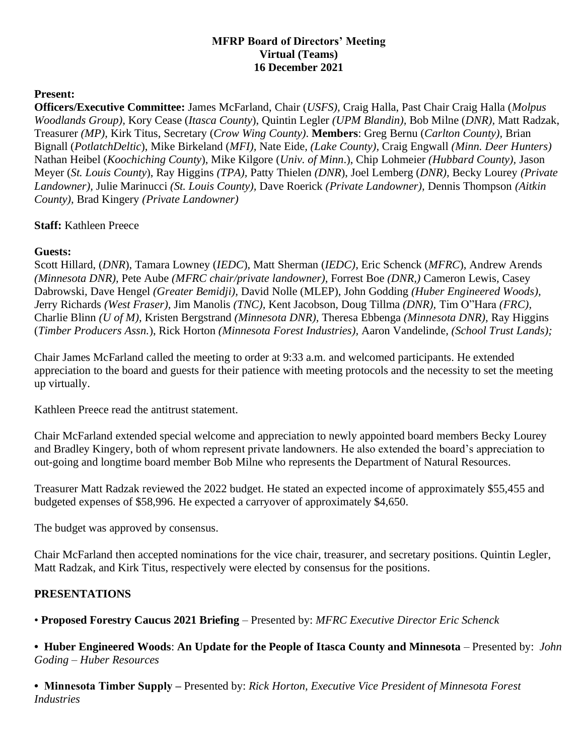**MFRP Board of Directors' Meeting**
**Virtual (Teams)**
**16 December 2021**

**Present:**
**Officers/Executive Committee:** James McFarland, Chair (*USFS),* Craig Halla, Past Chair Craig Halla (*Molpus Woodlands Group),* Kory Cease (*Itasca County*), Quintin Legler *(UPM Blandin),* Bob Milne (*DNR),* Matt Radzak, Treasurer *(MP),* Kirk Titus, Secretary (*Crow Wing County)*. **Members**: Greg Bernu (*Carlton County)*, Brian Bignall (*PotlatchDeltic*), Mike Birkeland (*MFI),* Nate Eide, *(Lake County),* Craig Engwall *(Minn. Deer Hunters)* Nathan Heibel (*Koochiching County*), Mike Kilgore (*Univ. of Minn*.), Chip Lohmeier *(Hubbard County),* Jason Meyer (*St. Louis County*), Ray Higgins *(TPA),* Patty Thielen *(DNR*), Joel Lemberg (*DNR),* Becky Lourey *(Private Landowner),* Julie Marinucci *(St. Louis County),* Dave Roerick *(Private Landowner),* Dennis Thompson *(Aitkin County),* Brad Kingery *(Private Landowner)*

**Staff:** Kathleen Preece

**Guests:**
Scott Hillard, (*DNR*), Tamara Lowney (*IEDC*), Matt Sherman (*IEDC),* Eric Schenck (*MFRC*), Andrew Arends *(Minnesota DNR),* Pete Aube *(MFRC chair/private landowner),* Forrest Boe *(DNR,)* Cameron Lewis*,* Casey Dabrowski, Dave Hengel *(Greater Bemidji),* David Nolle (MLEP), John Godding *(Huber Engineered Woods), J*erry Richards *(West Fraser),* Jim Manolis *(TNC),* Kent Jacobson, Doug Tillma *(DNR),* Tim O"Hara *(FRC),* Charlie Blinn *(U of M),* Kristen Bergstrand *(Minnesota DNR),* Theresa Ebbenga *(Minnesota DNR),* Ray Higgins (*Timber Producers Assn.*), Rick Horton *(Minnesota Forest Industries),* Aaron Vandelinde*, (School Trust Lands);*

Chair James McFarland called the meeting to order at 9:33 a.m. and welcomed participants. He extended appreciation to the board and guests for their patience with meeting protocols and the necessity to set the meeting up virtually.

Kathleen Preece read the antitrust statement.

Chair McFarland extended special welcome and appreciation to newly appointed board members Becky Lourey and Bradley Kingery, both of whom represent private landowners. He also extended the board's appreciation to out-going and longtime board member Bob Milne who represents the Department of Natural Resources.

Treasurer Matt Radzak reviewed the 2022 budget. He stated an expected income of approximately $55,455 and budgeted expenses of $58,996. He expected a carryover of approximately $4,650.

The budget was approved by consensus.

Chair McFarland then accepted nominations for the vice chair, treasurer, and secretary positions. Quintin Legler, Matt Radzak, and Kirk Titus, respectively were elected by consensus for the positions.

## PRESENTATIONS

- **Proposed Forestry Caucus 2021 Briefing** – Presented by: *MFRC Executive Director Eric Schenck*

- **Huber Engineered Woods**: **An Update for the People of Itasca County and Minnesota** – Presented by: *John Goding – Huber Resources*

- **Minnesota Timber Supply –** Presented by: *Rick Horton, Executive Vice President of Minnesota Forest Industries*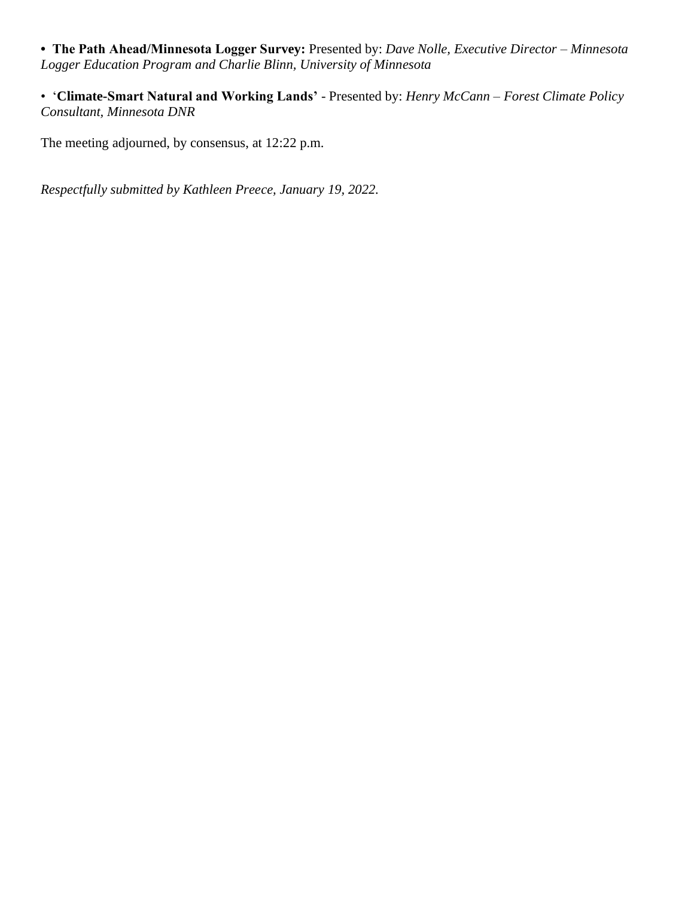- **The Path Ahead/Minnesota Logger Survey:** Presented by: *Dave Nolle, Executive Director – Minnesota Logger Education Program and Charlie Blinn, University of Minnesota*

- '**Climate-Smart Natural and Working Lands**' - Presented by: *Henry McCann – Forest Climate Policy Consultant, Minnesota DNR*

The meeting adjourned, by consensus, at 12:22 p.m.

*Respectfully submitted by Kathleen Preece, January 19, 2022.*